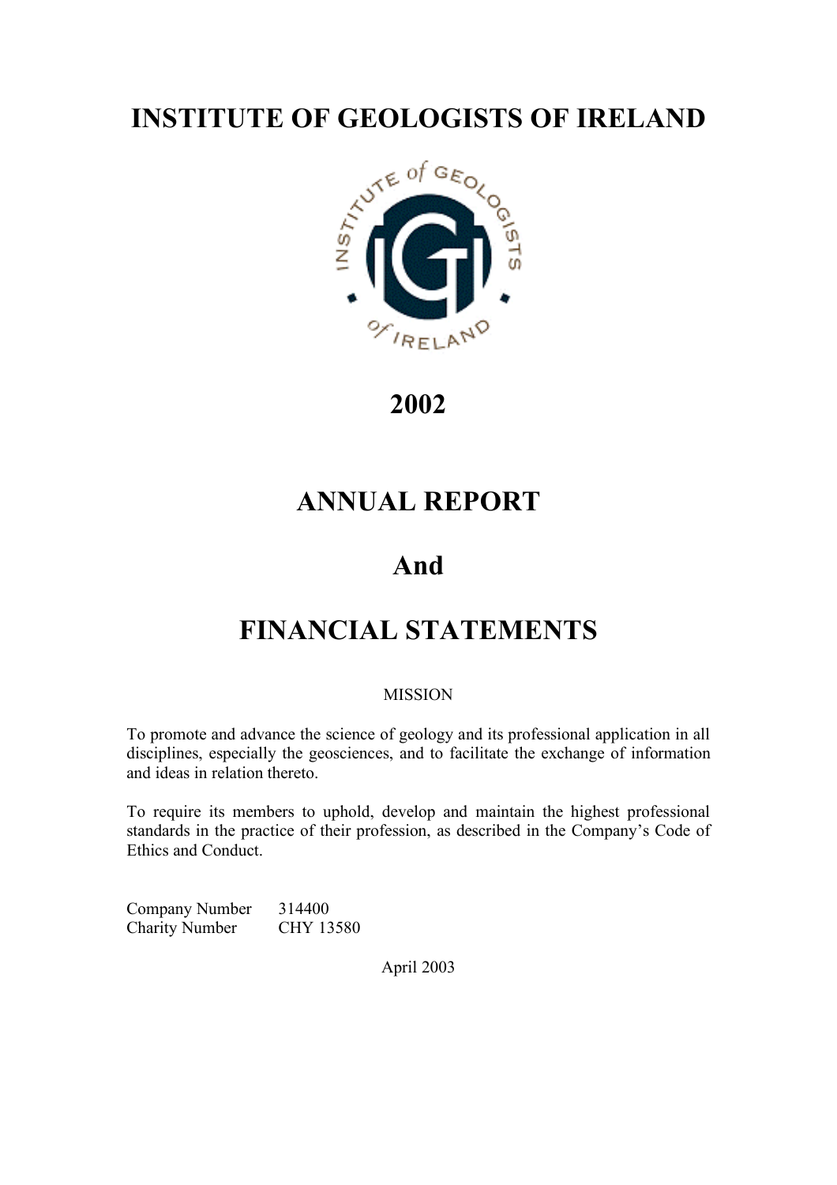# INSTITUTE OF GEOLOGISTS OF IRELAND

# 2002

# ANNUAL REPORT

# And

# FINANCIAL STATEMENTS

MISSION

To promote and advance the science of geology and its professional application in all disciplines, especially the geosciences, and to facilitate the exchange of information and ideas in relation thereto.

To require its members to uphold, develop and maintain the highest professional standards in the practice of their profession, as described in the Company's Code of Ethics and Conduct.

Company Number 314400
Charity Number CHY 13580

April 2003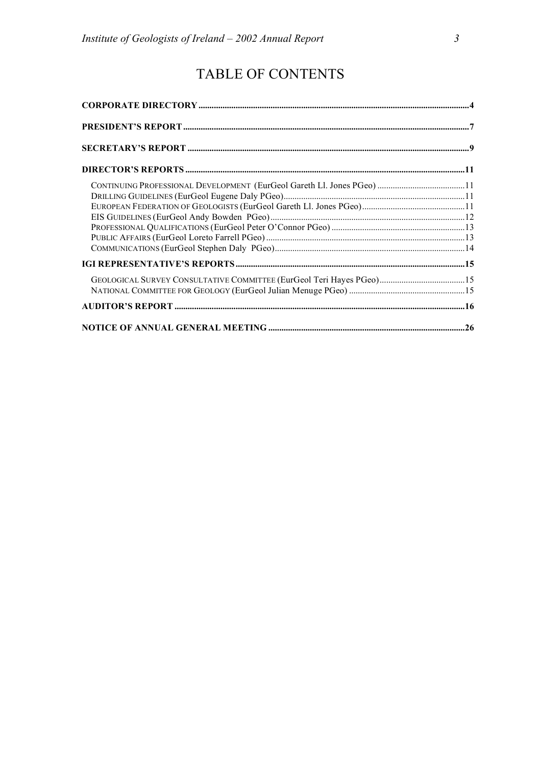# TABLE OF CONTENTS

**CORPORATE DIRECTORY** .......... 4

**PRESIDENT'S REPORT** .......... 7

**SECRETARY'S REPORT** .......... 9

**DIRECTOR'S REPORTS** .......... 11

- CONTINUING PROFESSIONAL DEVELOPMENT (EurGeol Gareth Ll. Jones PGeo) .......... 11
- DRILLING GUIDELINES (EurGeol Eugene Daly PGeo) .......... 11
- EUROPEAN FEDERATION OF GEOLOGISTS (EurGeol Gareth Ll. Jones PGeo) .......... 11
- EIS GUIDELINES (EurGeol Andy Bowden PGeo) .......... 12
- PROFESSIONAL QUALIFICATIONS (EurGeol Peter O'Connor PGeo) .......... 13
- PUBLIC AFFAIRS (EurGeol Loreto Farrell PGeo) .......... 13
- COMMUNICATIONS (EurGeol Stephen Daly PGeo) .......... 14

**IGI REPRESENTATIVE'S REPORTS** .......... 15

- GEOLOGICAL SURVEY CONSULTATIVE COMMITTEE (EurGeol Teri Hayes PGeo) .......... 15
- NATIONAL COMMITTEE FOR GEOLOGY (EurGeol Julian Menuge PGeo) .......... 15

**AUDITOR'S REPORT** .......... 16

**NOTICE OF ANNUAL GENERAL MEETING** .......... 26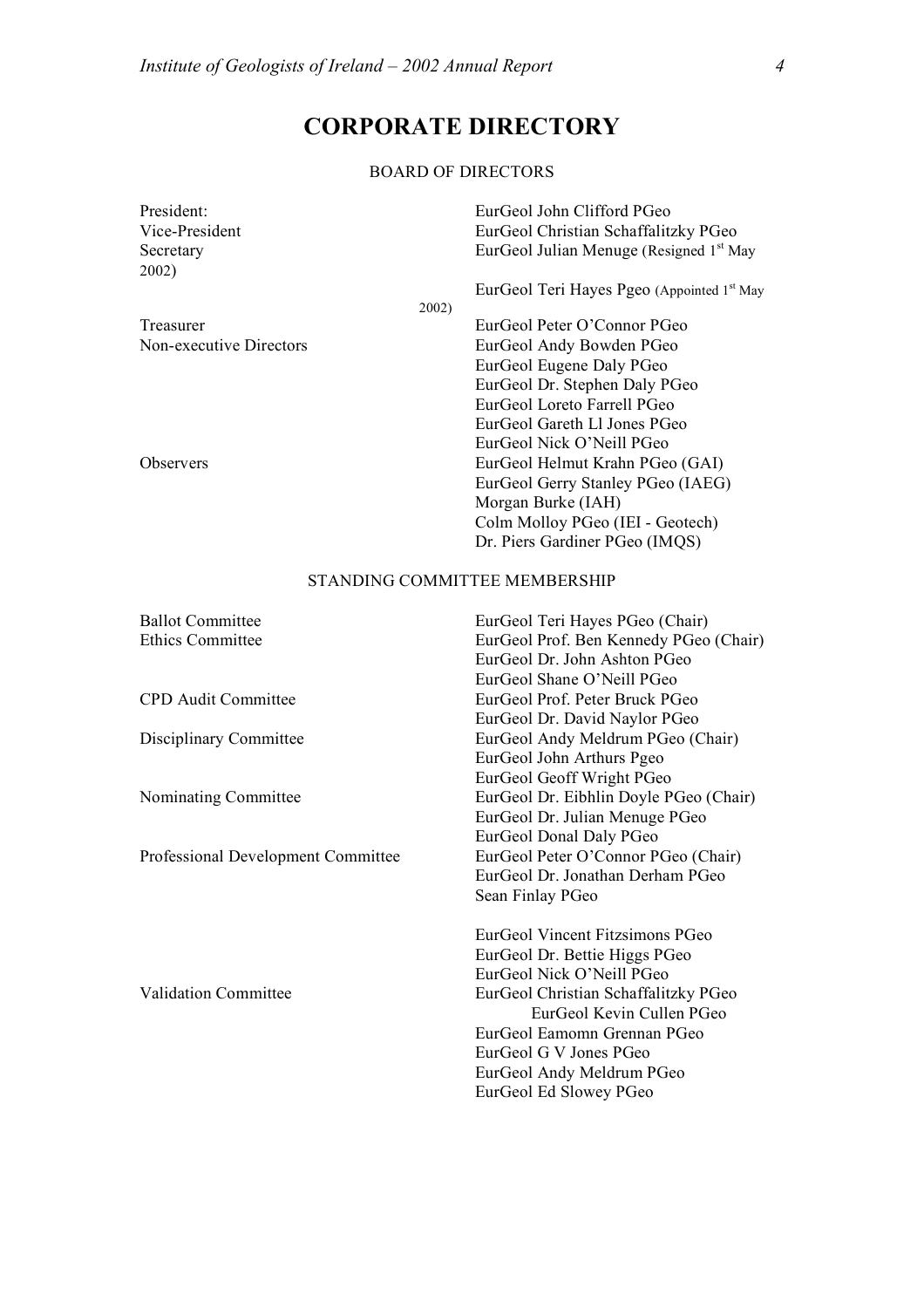# CORPORATE DIRECTORY

## BOARD OF DIRECTORS

| | |
|---|---|
| President: | EurGeol John Clifford PGeo |
| Vice-President | EurGeol Christian Schaffalitzky PGeo |
| Secretary | EurGeol Julian Menuge (Resigned 1st May 2002) |
| | EurGeol Teri Hayes Pgeo (Appointed 1st May 2002) |
| Treasurer | EurGeol Peter O'Connor PGeo |
| Non-executive Directors | EurGeol Andy Bowden PGeo |
| | EurGeol Eugene Daly PGeo |
| | EurGeol Dr. Stephen Daly PGeo |
| | EurGeol Loreto Farrell PGeo |
| | EurGeol Gareth Ll Jones PGeo |
| | EurGeol Nick O'Neill PGeo |
| Observers | EurGeol Helmut Krahn PGeo (GAI) |
| | EurGeol Gerry Stanley PGeo (IAEG) |
| | Morgan Burke (IAH) |
| | Colm Molloy PGeo (IEI - Geotech) |
| | Dr. Piers Gardiner PGeo (IMQS) |

## STANDING COMMITTEE MEMBERSHIP

| | |
|---|---|
| Ballot Committee | EurGeol Teri Hayes PGeo (Chair) |
| Ethics Committee | EurGeol Prof. Ben Kennedy PGeo (Chair) |
| | EurGeol Dr. John Ashton PGeo |
| | EurGeol Shane O'Neill PGeo |
| CPD Audit Committee | EurGeol Prof. Peter Bruck PGeo |
| | EurGeol Dr. David Naylor PGeo |
| Disciplinary Committee | EurGeol Andy Meldrum PGeo (Chair) |
| | EurGeol John Arthurs Pgeo |
| | EurGeol Geoff Wright PGeo |
| Nominating Committee | EurGeol Dr. Eibhlin Doyle PGeo (Chair) |
| | EurGeol Dr. Julian Menuge PGeo |
| | EurGeol Donal Daly PGeo |
| Professional Development Committee | EurGeol Peter O'Connor PGeo (Chair) |
| | EurGeol Dr. Jonathan Derham PGeo |
| | Sean Finlay PGeo |
| | EurGeol Vincent Fitzsimons PGeo |
| | EurGeol Dr. Bettie Higgs PGeo |
| | EurGeol Nick O'Neill PGeo |
| Validation Committee | EurGeol Christian Schaffalitzky PGeo |
| | EurGeol Kevin Cullen PGeo |
| | EurGeol Eamomn Grennan PGeo |
| | EurGeol G V Jones PGeo |
| | EurGeol Andy Meldrum PGeo |
| | EurGeol Ed Slowey PGeo |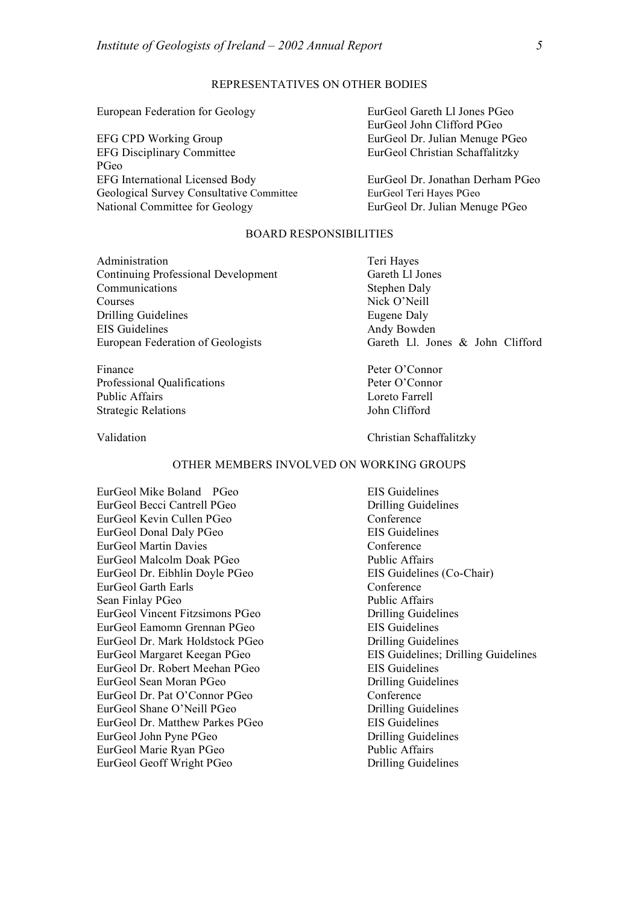## REPRESENTATIVES ON OTHER BODIES

| | |
|---|---|
| European Federation for Geology | EurGeol Gareth Ll Jones PGeo<br>EurGeol John Clifford PGeo |
| EFG CPD Working Group | EurGeol Dr. Julian Menuge PGeo |
| EFG Disciplinary Committee | EurGeol Christian Schaffalitzky PGeo |
| EFG International Licensed Body | EurGeol Dr. Jonathan Derham PGeo |
| Geological Survey Consultative Committee | EurGeol Teri Hayes PGeo |
| National Committee for Geology | EurGeol Dr. Julian Menuge PGeo |

## BOARD RESPONSIBILITIES

| | |
|---|---|
| Administration | Teri Hayes |
| Continuing Professional Development | Gareth Ll Jones |
| Communications | Stephen Daly |
| Courses | Nick O'Neill |
| Drilling Guidelines | Eugene Daly |
| EIS Guidelines | Andy Bowden |
| European Federation of Geologists | Gareth Ll. Jones & John Clifford |
| Finance | Peter O'Connor |
| Professional Qualifications | Peter O'Connor |
| Public Affairs | Loreto Farrell |
| Strategic Relations | John Clifford |
| Validation | Christian Schaffalitzky |

## OTHER MEMBERS INVOLVED ON WORKING GROUPS

| | |
|---|---|
| EurGeol Mike Boland PGeo | EIS Guidelines |
| EurGeol Becci Cantrell PGeo | Drilling Guidelines |
| EurGeol Kevin Cullen PGeo | Conference |
| EurGeol Donal Daly PGeo | EIS Guidelines |
| EurGeol Martin Davies | Conference |
| EurGeol Malcolm Doak PGeo | Public Affairs |
| EurGeol Dr. Eibhlin Doyle PGeo | EIS Guidelines (Co-Chair) |
| EurGeol Garth Earls | Conference |
| Sean Finlay PGeo | Public Affairs |
| EurGeol Vincent Fitzsimons PGeo | Drilling Guidelines |
| EurGeol Eamomn Grennan PGeo | EIS Guidelines |
| EurGeol Dr. Mark Holdstock PGeo | Drilling Guidelines |
| EurGeol Margaret Keegan PGeo | EIS Guidelines; Drilling Guidelines |
| EurGeol Dr. Robert Meehan PGeo | EIS Guidelines |
| EurGeol Sean Moran PGeo | Drilling Guidelines |
| EurGeol Dr. Pat O'Connor PGeo | Conference |
| EurGeol Shane O'Neill PGeo | Drilling Guidelines |
| EurGeol Dr. Matthew Parkes PGeo | EIS Guidelines |
| EurGeol John Pyne PGeo | Drilling Guidelines |
| EurGeol Marie Ryan PGeo | Public Affairs |
| EurGeol Geoff Wright PGeo | Drilling Guidelines |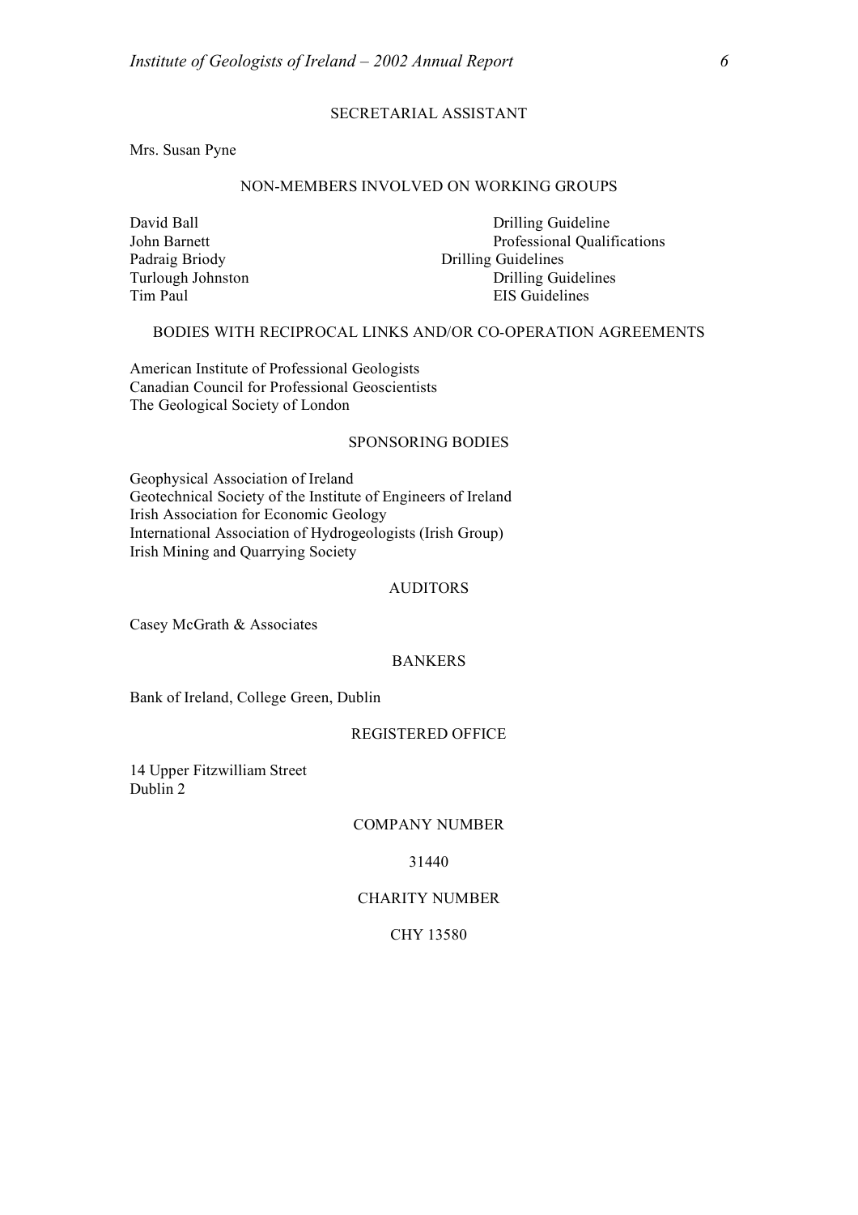## SECRETARIAL ASSISTANT

Mrs. Susan Pyne

## NON-MEMBERS INVOLVED ON WORKING GROUPS

| | |
|---|---|
| David Ball | Drilling Guideline |
| John Barnett | Professional Qualifications |
| Padraig Briody | Drilling Guidelines |
| Turlough Johnston | Drilling Guidelines |
| Tim Paul | EIS Guidelines |

## BODIES WITH RECIPROCAL LINKS AND/OR CO-OPERATION AGREEMENTS

American Institute of Professional Geologists
Canadian Council for Professional Geoscientists
The Geological Society of London

## SPONSORING BODIES

Geophysical Association of Ireland
Geotechnical Society of the Institute of Engineers of Ireland
Irish Association for Economic Geology
International Association of Hydrogeologists (Irish Group)
Irish Mining and Quarrying Society

## AUDITORS

Casey McGrath & Associates

## BANKERS

Bank of Ireland, College Green, Dublin

## REGISTERED OFFICE

14 Upper Fitzwilliam Street
Dublin 2

## COMPANY NUMBER

31440

## CHARITY NUMBER

CHY 13580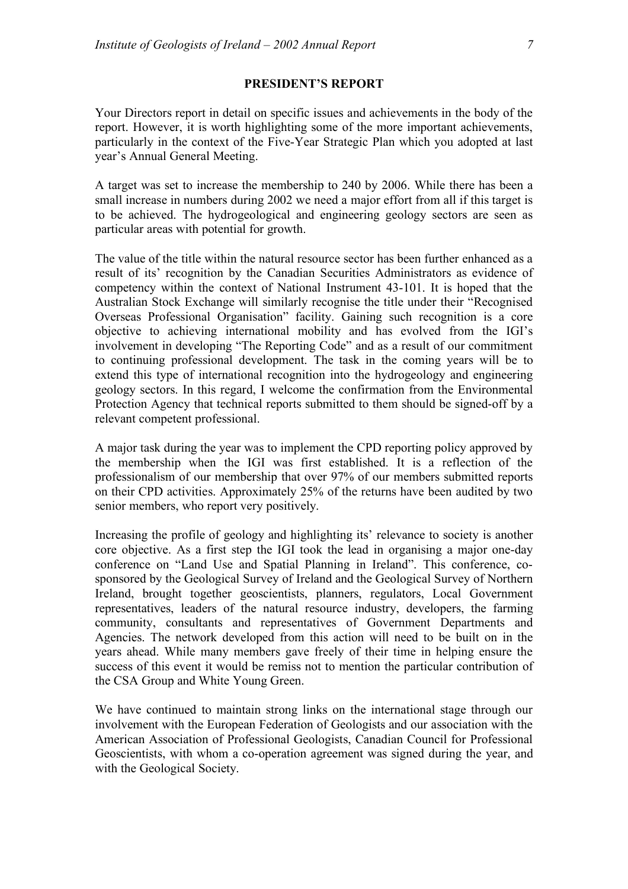## PRESIDENT'S REPORT

Your Directors report in detail on specific issues and achievements in the body of the report. However, it is worth highlighting some of the more important achievements, particularly in the context of the Five-Year Strategic Plan which you adopted at last year's Annual General Meeting.

A target was set to increase the membership to 240 by 2006. While there has been a small increase in numbers during 2002 we need a major effort from all if this target is to be achieved. The hydrogeological and engineering geology sectors are seen as particular areas with potential for growth.

The value of the title within the natural resource sector has been further enhanced as a result of its' recognition by the Canadian Securities Administrators as evidence of competency within the context of National Instrument 43-101. It is hoped that the Australian Stock Exchange will similarly recognise the title under their "Recognised Overseas Professional Organisation" facility. Gaining such recognition is a core objective to achieving international mobility and has evolved from the IGI's involvement in developing "The Reporting Code" and as a result of our commitment to continuing professional development. The task in the coming years will be to extend this type of international recognition into the hydrogeology and engineering geology sectors. In this regard, I welcome the confirmation from the Environmental Protection Agency that technical reports submitted to them should be signed-off by a relevant competent professional.

A major task during the year was to implement the CPD reporting policy approved by the membership when the IGI was first established. It is a reflection of the professionalism of our membership that over 97% of our members submitted reports on their CPD activities. Approximately 25% of the returns have been audited by two senior members, who report very positively.

Increasing the profile of geology and highlighting its' relevance to society is another core objective. As a first step the IGI took the lead in organising a major one-day conference on "Land Use and Spatial Planning in Ireland". This conference, co-sponsored by the Geological Survey of Ireland and the Geological Survey of Northern Ireland, brought together geoscientists, planners, regulators, Local Government representatives, leaders of the natural resource industry, developers, the farming community, consultants and representatives of Government Departments and Agencies. The network developed from this action will need to be built on in the years ahead. While many members gave freely of their time in helping ensure the success of this event it would be remiss not to mention the particular contribution of the CSA Group and White Young Green.

We have continued to maintain strong links on the international stage through our involvement with the European Federation of Geologists and our association with the American Association of Professional Geologists, Canadian Council for Professional Geoscientists, with whom a co-operation agreement was signed during the year, and with the Geological Society.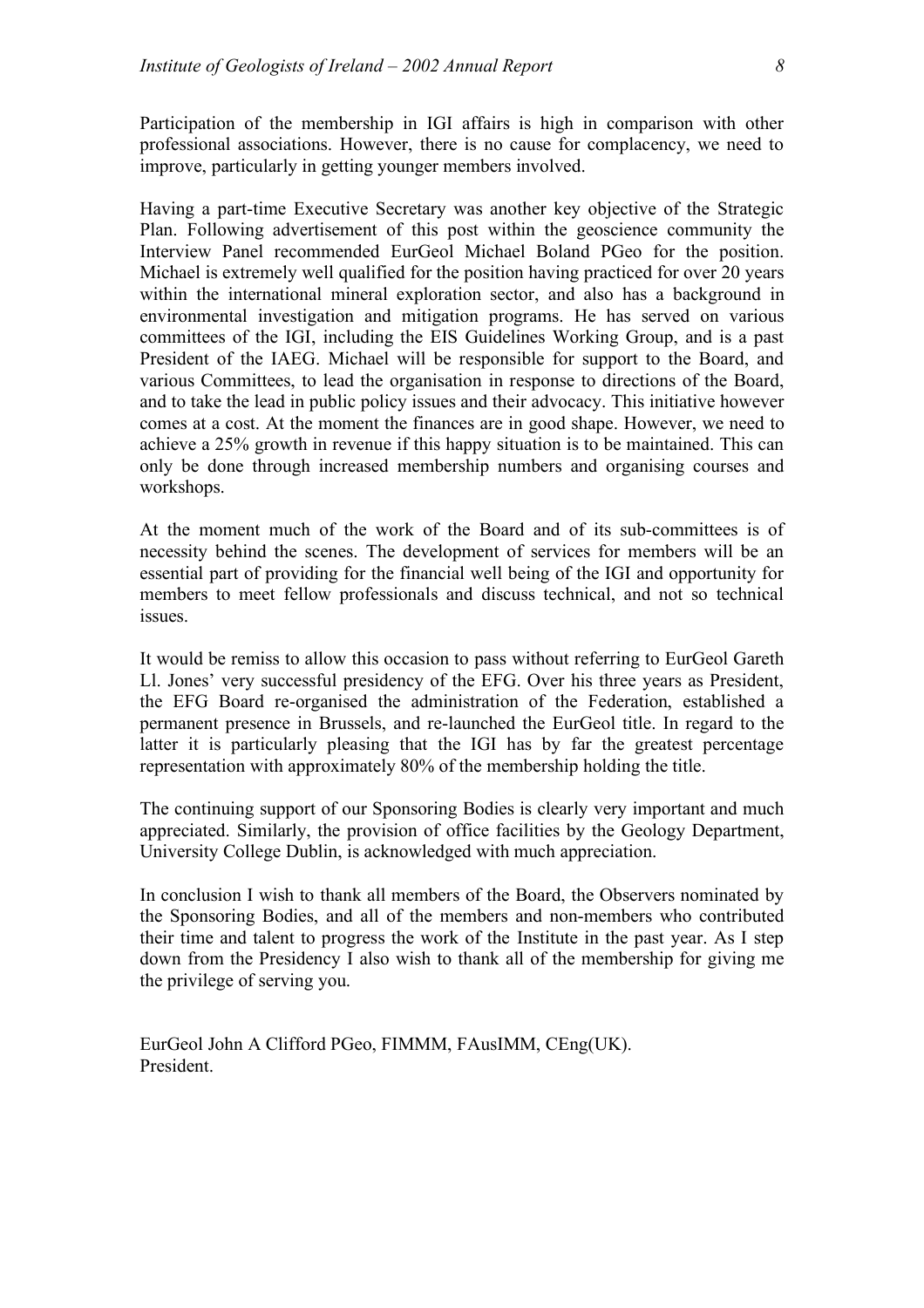Participation of the membership in IGI affairs is high in comparison with other professional associations. However, there is no cause for complacency, we need to improve, particularly in getting younger members involved.

Having a part-time Executive Secretary was another key objective of the Strategic Plan. Following advertisement of this post within the geoscience community the Interview Panel recommended EurGeol Michael Boland PGeo for the position. Michael is extremely well qualified for the position having practiced for over 20 years within the international mineral exploration sector, and also has a background in environmental investigation and mitigation programs. He has served on various committees of the IGI, including the EIS Guidelines Working Group, and is a past President of the IAEG. Michael will be responsible for support to the Board, and various Committees, to lead the organisation in response to directions of the Board, and to take the lead in public policy issues and their advocacy. This initiative however comes at a cost. At the moment the finances are in good shape. However, we need to achieve a 25% growth in revenue if this happy situation is to be maintained. This can only be done through increased membership numbers and organising courses and workshops.

At the moment much of the work of the Board and of its sub-committees is of necessity behind the scenes. The development of services for members will be an essential part of providing for the financial well being of the IGI and opportunity for members to meet fellow professionals and discuss technical, and not so technical issues.

It would be remiss to allow this occasion to pass without referring to EurGeol Gareth Ll. Jones' very successful presidency of the EFG. Over his three years as President, the EFG Board re-organised the administration of the Federation, established a permanent presence in Brussels, and re-launched the EurGeol title. In regard to the latter it is particularly pleasing that the IGI has by far the greatest percentage representation with approximately 80% of the membership holding the title.

The continuing support of our Sponsoring Bodies is clearly very important and much appreciated. Similarly, the provision of office facilities by the Geology Department, University College Dublin, is acknowledged with much appreciation.

In conclusion I wish to thank all members of the Board, the Observers nominated by the Sponsoring Bodies, and all of the members and non-members who contributed their time and talent to progress the work of the Institute in the past year. As I step down from the Presidency I also wish to thank all of the membership for giving me the privilege of serving you.

EurGeol John A Clifford PGeo, FIMMM, FAusIMM, CEng(UK).
President.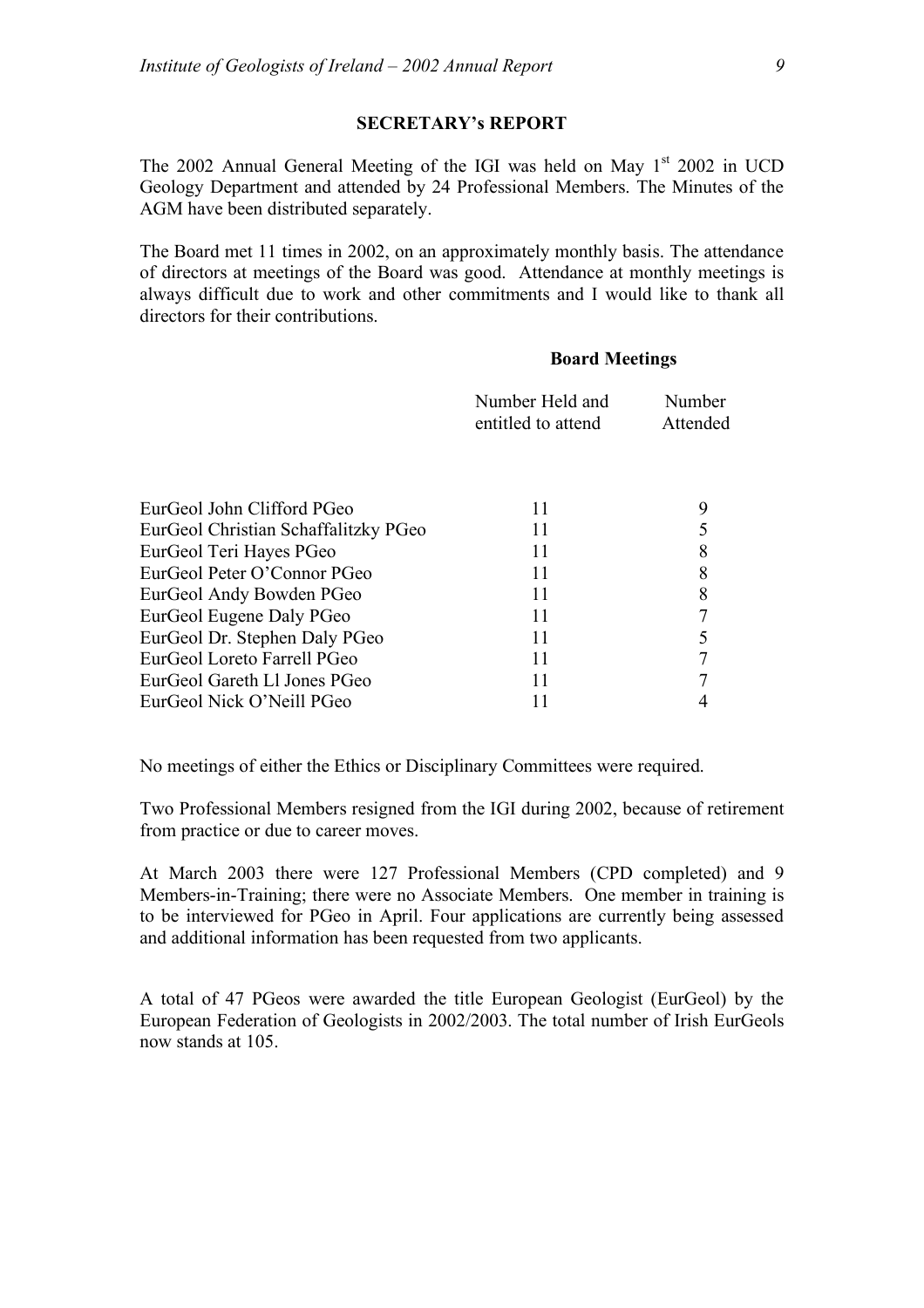## SECRETARY's REPORT

The 2002 Annual General Meeting of the IGI was held on May 1st 2002 in UCD Geology Department and attended by 24 Professional Members. The Minutes of the AGM have been distributed separately.

The Board met 11 times in 2002, on an approximately monthly basis. The attendance of directors at meetings of the Board was good. Attendance at monthly meetings is always difficult due to work and other commitments and I would like to thank all directors for their contributions.

| | **Board Meetings** | |
|---|---|---|
| | Number Held and entitled to attend | Number Attended |
| EurGeol John Clifford PGeo | 11 | 9 |
| EurGeol Christian Schaffalitzky PGeo | 11 | 5 |
| EurGeol Teri Hayes PGeo | 11 | 8 |
| EurGeol Peter O'Connor PGeo | 11 | 8 |
| EurGeol Andy Bowden PGeo | 11 | 8 |
| EurGeol Eugene Daly PGeo | 11 | 7 |
| EurGeol Dr. Stephen Daly PGeo | 11 | 5 |
| EurGeol Loreto Farrell PGeo | 11 | 7 |
| EurGeol Gareth Ll Jones PGeo | 11 | 7 |
| EurGeol Nick O'Neill PGeo | 11 | 4 |

No meetings of either the Ethics or Disciplinary Committees were required.

Two Professional Members resigned from the IGI during 2002, because of retirement from practice or due to career moves.

At March 2003 there were 127 Professional Members (CPD completed) and 9 Members-in-Training; there were no Associate Members. One member in training is to be interviewed for PGeo in April. Four applications are currently being assessed and additional information has been requested from two applicants.

A total of 47 PGeos were awarded the title European Geologist (EurGeol) by the European Federation of Geologists in 2002/2003. The total number of Irish EurGeols now stands at 105.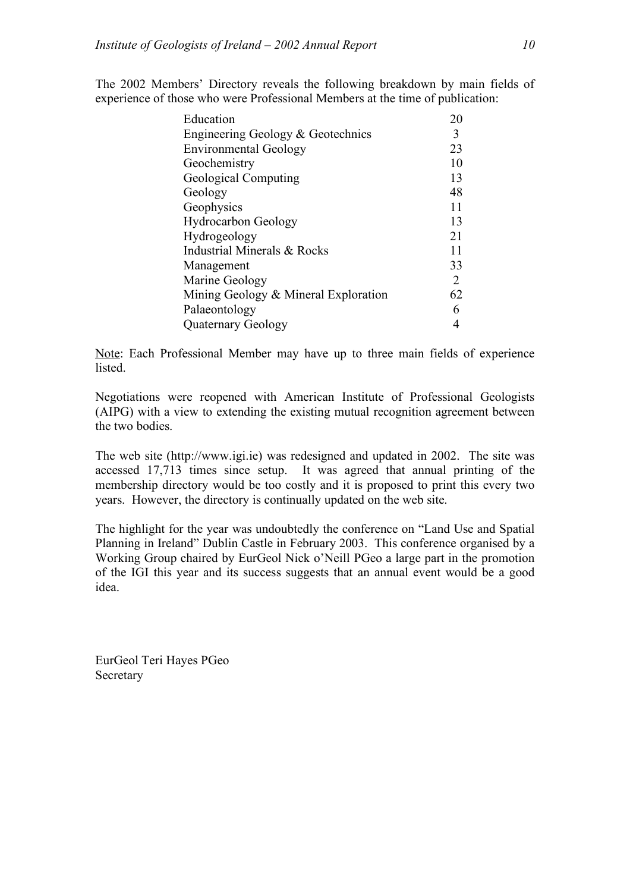The 2002 Members' Directory reveals the following breakdown by main fields of experience of those who were Professional Members at the time of publication:

| Field | Number |
| --- | --- |
| Education | 20 |
| Engineering Geology & Geotechnics | 3 |
| Environmental Geology | 23 |
| Geochemistry | 10 |
| Geological Computing | 13 |
| Geology | 48 |
| Geophysics | 11 |
| Hydrocarbon Geology | 13 |
| Hydrogeology | 21 |
| Industrial Minerals & Rocks | 11 |
| Management | 33 |
| Marine Geology | 2 |
| Mining Geology & Mineral Exploration | 62 |
| Palaeontology | 6 |
| Quaternary Geology | 4 |

Note: Each Professional Member may have up to three main fields of experience listed.

Negotiations were reopened with American Institute of Professional Geologists (AIPG) with a view to extending the existing mutual recognition agreement between the two bodies.

The web site (http://www.igi.ie) was redesigned and updated in 2002. The site was accessed 17,713 times since setup. It was agreed that annual printing of the membership directory would be too costly and it is proposed to print this every two years. However, the directory is continually updated on the web site.

The highlight for the year was undoubtedly the conference on "Land Use and Spatial Planning in Ireland" Dublin Castle in February 2003. This conference organised by a Working Group chaired by EurGeol Nick o'Neill PGeo a large part in the promotion of the IGI this year and its success suggests that an annual event would be a good idea.

EurGeol Teri Hayes PGeo
Secretary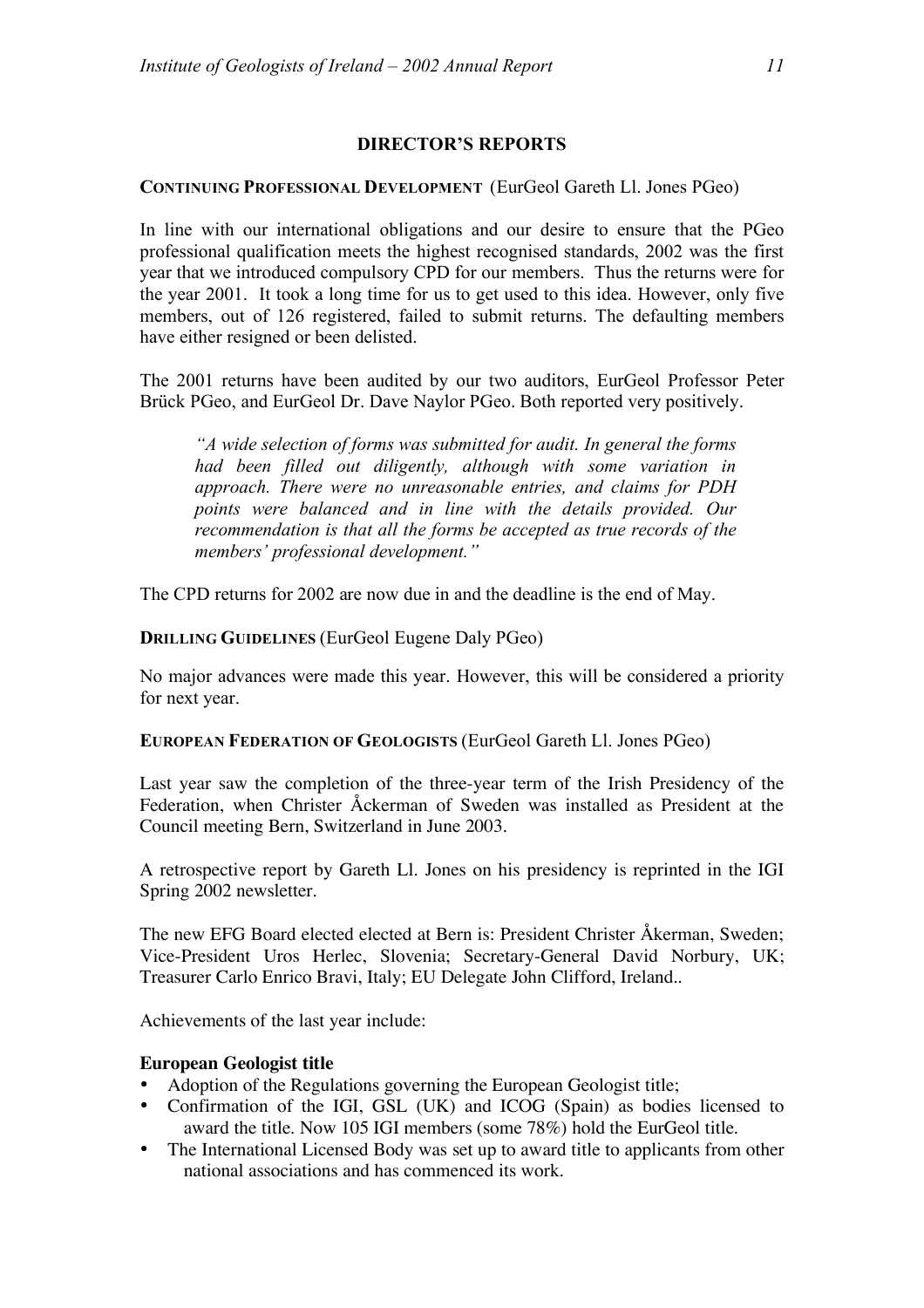## DIRECTOR'S REPORTS

**CONTINUING PROFESSIONAL DEVELOPMENT** (EurGeol Gareth Ll. Jones PGeo)

In line with our international obligations and our desire to ensure that the PGeo professional qualification meets the highest recognised standards, 2002 was the first year that we introduced compulsory CPD for our members. Thus the returns were for the year 2001. It took a long time for us to get used to this idea. However, only five members, out of 126 registered, failed to submit returns. The defaulting members have either resigned or been delisted.

The 2001 returns have been audited by our two auditors, EurGeol Professor Peter Brück PGeo, and EurGeol Dr. Dave Naylor PGeo. Both reported very positively.

> *"A wide selection of forms was submitted for audit. In general the forms had been filled out diligently, although with some variation in approach. There were no unreasonable entries, and claims for PDH points were balanced and in line with the details provided. Our recommendation is that all the forms be accepted as true records of the members' professional development."*

The CPD returns for 2002 are now due in and the deadline is the end of May.

**DRILLING GUIDELINES** (EurGeol Eugene Daly PGeo)

No major advances were made this year. However, this will be considered a priority for next year.

**EUROPEAN FEDERATION OF GEOLOGISTS** (EurGeol Gareth Ll. Jones PGeo)

Last year saw the completion of the three-year term of the Irish Presidency of the Federation, when Christer Åckerman of Sweden was installed as President at the Council meeting Bern, Switzerland in June 2003.

A retrospective report by Gareth Ll. Jones on his presidency is reprinted in the IGI Spring 2002 newsletter.

The new EFG Board elected elected at Bern is: President Christer Åkerman, Sweden; Vice-President Uros Herlec, Slovenia; Secretary-General David Norbury, UK; Treasurer Carlo Enrico Bravi, Italy; EU Delegate John Clifford, Ireland..

Achievements of the last year include:

**European Geologist title**

- Adoption of the Regulations governing the European Geologist title;
- Confirmation of the IGI, GSL (UK) and ICOG (Spain) as bodies licensed to award the title. Now 105 IGI members (some 78%) hold the EurGeol title.
- The International Licensed Body was set up to award title to applicants from other national associations and has commenced its work.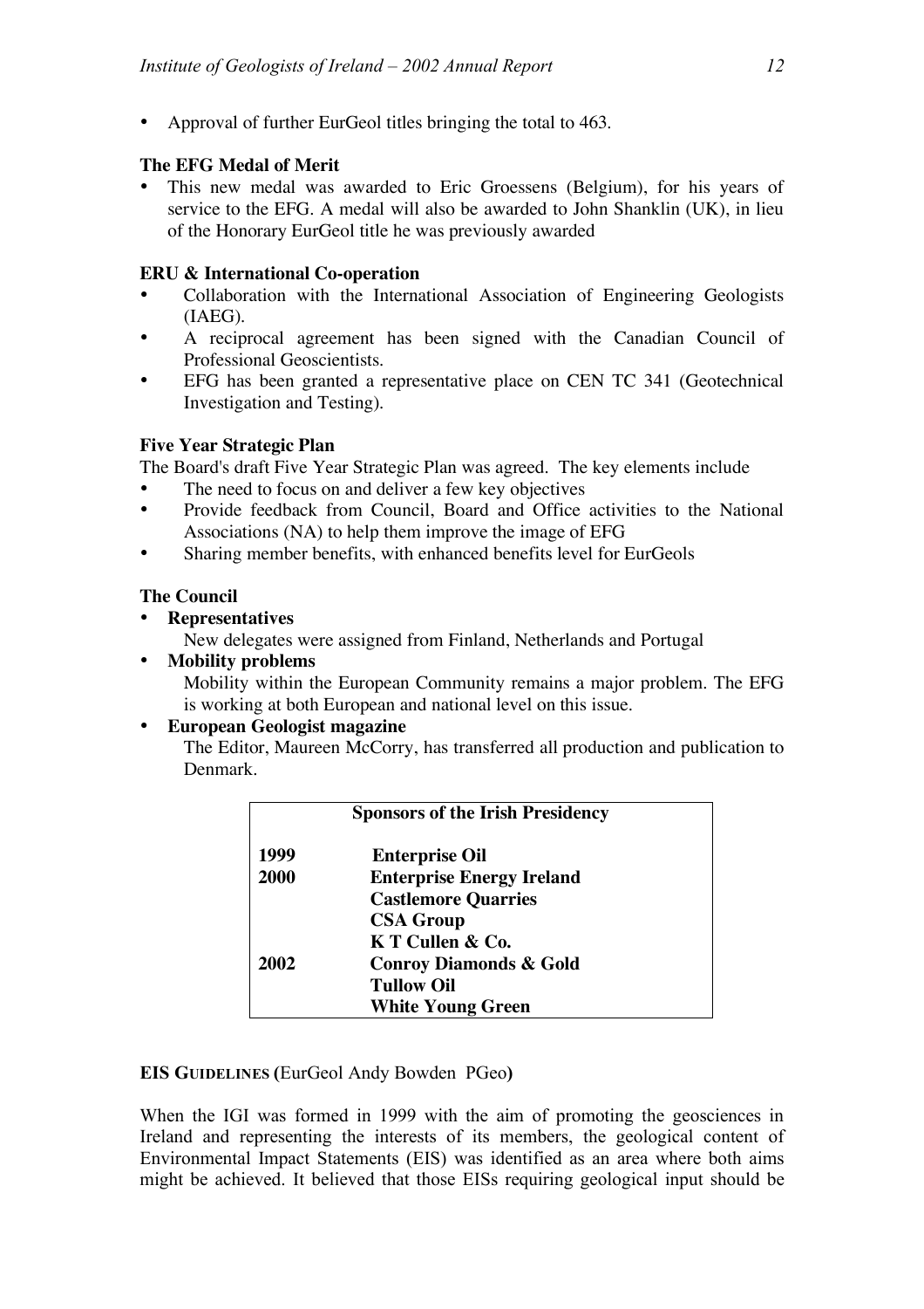- Approval of further EurGeol titles bringing the total to 463.

**The EFG Medal of Merit**

- This new medal was awarded to Eric Groessens (Belgium), for his years of service to the EFG. A medal will also be awarded to John Shanklin (UK), in lieu of the Honorary EurGeol title he was previously awarded

**ERU & International Co-operation**

- Collaboration with the International Association of Engineering Geologists (IAEG).
- A reciprocal agreement has been signed with the Canadian Council of Professional Geoscientists.
- EFG has been granted a representative place on CEN TC 341 (Geotechnical Investigation and Testing).

**Five Year Strategic Plan**

The Board's draft Five Year Strategic Plan was agreed. The key elements include

- The need to focus on and deliver a few key objectives
- Provide feedback from Council, Board and Office activities to the National Associations (NA) to help them improve the image of EFG
- Sharing member benefits, with enhanced benefits level for EurGeols

**The Council**

- **Representatives**
  New delegates were assigned from Finland, Netherlands and Portugal
- **Mobility problems**
  Mobility within the European Community remains a major problem. The EFG is working at both European and national level on this issue.
- **European Geologist magazine**
  The Editor, Maureen McCorry, has transferred all production and publication to Denmark.

| Sponsors of the Irish Presidency | |
|---|---|
| **1999** | **Enterprise Oil** |
| **2000** | **Enterprise Energy Ireland** |
| | **Castlemore Quarries** |
| | **CSA Group** |
| | **K T Cullen & Co.** |
| **2002** | **Conroy Diamonds & Gold** |
| | **Tullow Oil** |
| | **White Young Green** |

**EIS GUIDELINES (**EurGeol Andy Bowden PGeo**)**

When the IGI was formed in 1999 with the aim of promoting the geosciences in Ireland and representing the interests of its members, the geological content of Environmental Impact Statements (EIS) was identified as an area where both aims might be achieved. It believed that those EISs requiring geological input should be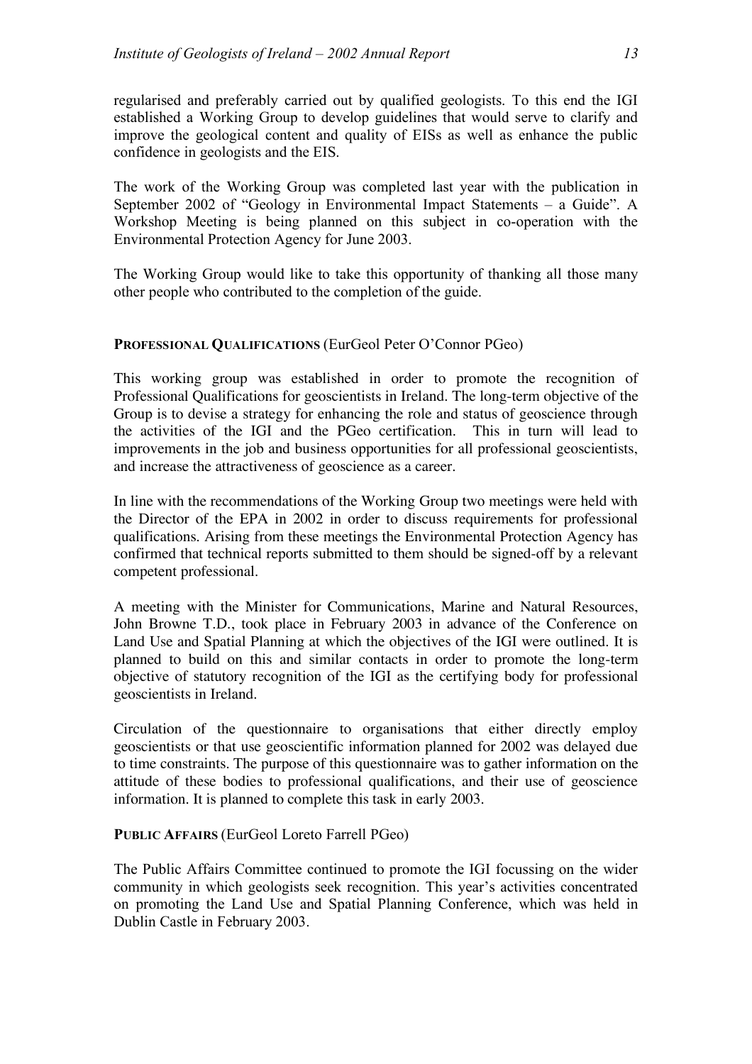regularised and preferably carried out by qualified geologists. To this end the IGI established a Working Group to develop guidelines that would serve to clarify and improve the geological content and quality of EISs as well as enhance the public confidence in geologists and the EIS.

The work of the Working Group was completed last year with the publication in September 2002 of "Geology in Environmental Impact Statements – a Guide". A Workshop Meeting is being planned on this subject in co-operation with the Environmental Protection Agency for June 2003.

The Working Group would like to take this opportunity of thanking all those many other people who contributed to the completion of the guide.

**PROFESSIONAL QUALIFICATIONS** (EurGeol Peter O'Connor PGeo)

This working group was established in order to promote the recognition of Professional Qualifications for geoscientists in Ireland. The long-term objective of the Group is to devise a strategy for enhancing the role and status of geoscience through the activities of the IGI and the PGeo certification. This in turn will lead to improvements in the job and business opportunities for all professional geoscientists, and increase the attractiveness of geoscience as a career.

In line with the recommendations of the Working Group two meetings were held with the Director of the EPA in 2002 in order to discuss requirements for professional qualifications. Arising from these meetings the Environmental Protection Agency has confirmed that technical reports submitted to them should be signed-off by a relevant competent professional.

A meeting with the Minister for Communications, Marine and Natural Resources, John Browne T.D., took place in February 2003 in advance of the Conference on Land Use and Spatial Planning at which the objectives of the IGI were outlined. It is planned to build on this and similar contacts in order to promote the long-term objective of statutory recognition of the IGI as the certifying body for professional geoscientists in Ireland.

Circulation of the questionnaire to organisations that either directly employ geoscientists or that use geoscientific information planned for 2002 was delayed due to time constraints. The purpose of this questionnaire was to gather information on the attitude of these bodies to professional qualifications, and their use of geoscience information. It is planned to complete this task in early 2003.

**PUBLIC AFFAIRS** (EurGeol Loreto Farrell PGeo)

The Public Affairs Committee continued to promote the IGI focussing on the wider community in which geologists seek recognition. This year's activities concentrated on promoting the Land Use and Spatial Planning Conference, which was held in Dublin Castle in February 2003.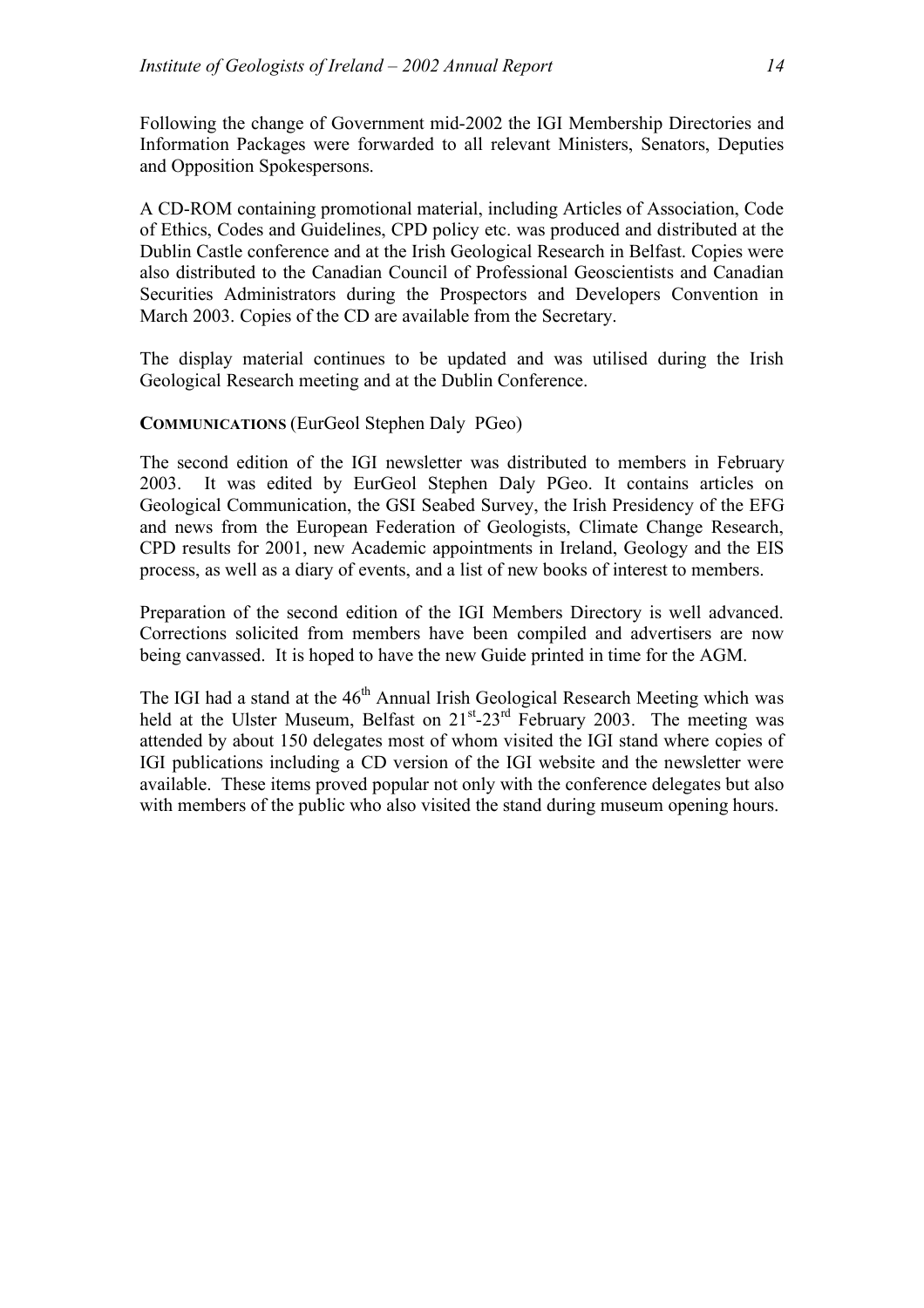Following the change of Government mid-2002 the IGI Membership Directories and Information Packages were forwarded to all relevant Ministers, Senators, Deputies and Opposition Spokespersons.

A CD-ROM containing promotional material, including Articles of Association, Code of Ethics, Codes and Guidelines, CPD policy etc. was produced and distributed at the Dublin Castle conference and at the Irish Geological Research in Belfast. Copies were also distributed to the Canadian Council of Professional Geoscientists and Canadian Securities Administrators during the Prospectors and Developers Convention in March 2003. Copies of the CD are available from the Secretary.

The display material continues to be updated and was utilised during the Irish Geological Research meeting and at the Dublin Conference.

**COMMUNICATIONS** (EurGeol Stephen Daly PGeo)

The second edition of the IGI newsletter was distributed to members in February 2003. It was edited by EurGeol Stephen Daly PGeo. It contains articles on Geological Communication, the GSI Seabed Survey, the Irish Presidency of the EFG and news from the European Federation of Geologists, Climate Change Research, CPD results for 2001, new Academic appointments in Ireland, Geology and the EIS process, as well as a diary of events, and a list of new books of interest to members.

Preparation of the second edition of the IGI Members Directory is well advanced. Corrections solicited from members have been compiled and advertisers are now being canvassed. It is hoped to have the new Guide printed in time for the AGM.

The IGI had a stand at the 46th Annual Irish Geological Research Meeting which was held at the Ulster Museum, Belfast on 21st-23rd February 2003. The meeting was attended by about 150 delegates most of whom visited the IGI stand where copies of IGI publications including a CD version of the IGI website and the newsletter were available. These items proved popular not only with the conference delegates but also with members of the public who also visited the stand during museum opening hours.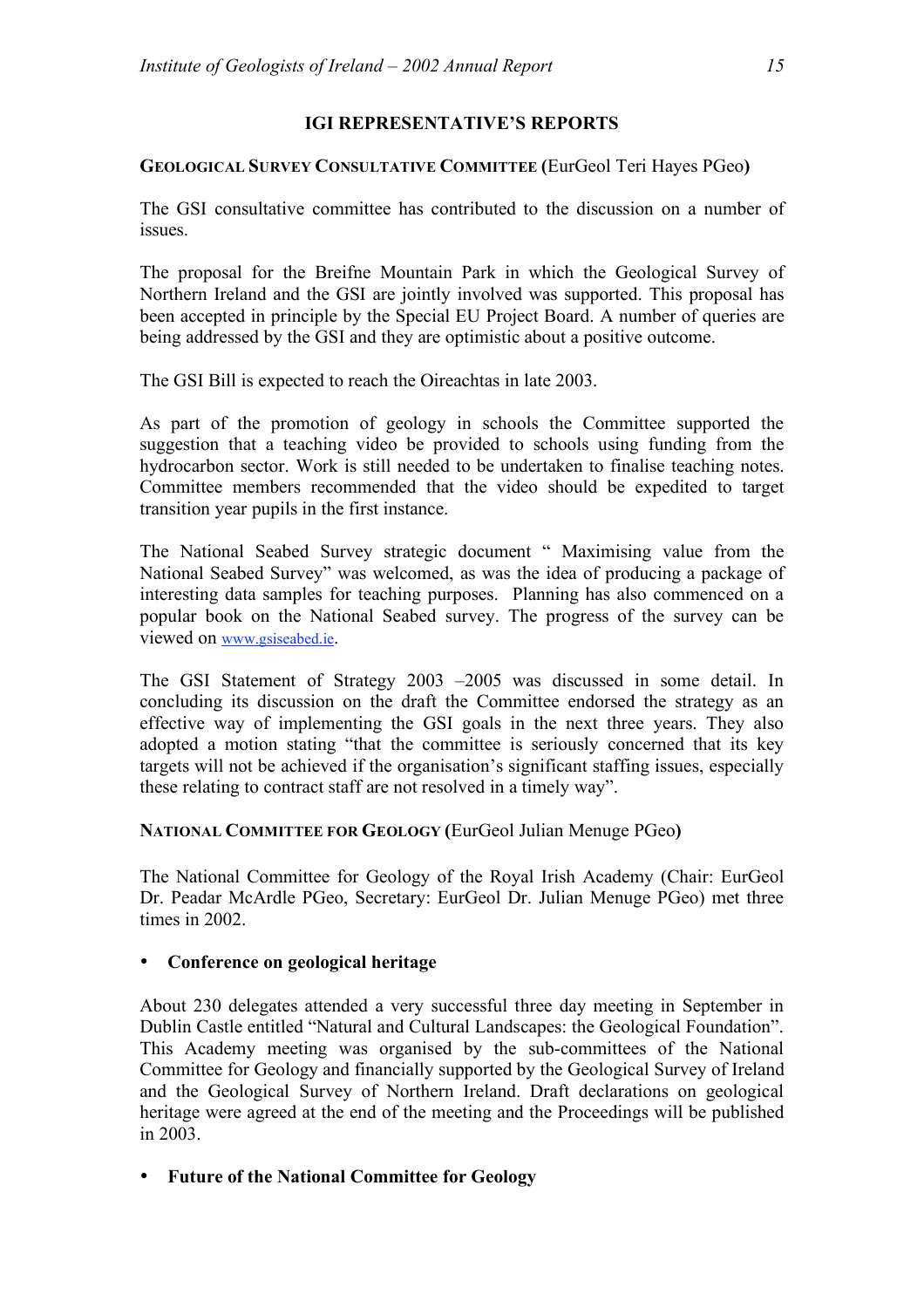## IGI REPRESENTATIVE'S REPORTS

### GEOLOGICAL SURVEY CONSULTATIVE COMMITTEE (EurGeol Teri Hayes PGeo)

The GSI consultative committee has contributed to the discussion on a number of issues.

The proposal for the Breifne Mountain Park in which the Geological Survey of Northern Ireland and the GSI are jointly involved was supported. This proposal has been accepted in principle by the Special EU Project Board. A number of queries are being addressed by the GSI and they are optimistic about a positive outcome.

The GSI Bill is expected to reach the Oireachtas in late 2003.

As part of the promotion of geology in schools the Committee supported the suggestion that a teaching video be provided to schools using funding from the hydrocarbon sector. Work is still needed to be undertaken to finalise teaching notes. Committee members recommended that the video should be expedited to target transition year pupils in the first instance.

The National Seabed Survey strategic document " Maximising value from the National Seabed Survey" was welcomed, as was the idea of producing a package of interesting data samples for teaching purposes. Planning has also commenced on a popular book on the National Seabed survey. The progress of the survey can be viewed on www.gsiseabed.ie.

The GSI Statement of Strategy 2003 –2005 was discussed in some detail. In concluding its discussion on the draft the Committee endorsed the strategy as an effective way of implementing the GSI goals in the next three years. They also adopted a motion stating "that the committee is seriously concerned that its key targets will not be achieved if the organisation's significant staffing issues, especially these relating to contract staff are not resolved in a timely way".

### NATIONAL COMMITTEE FOR GEOLOGY (EurGeol Julian Menuge PGeo)

The National Committee for Geology of the Royal Irish Academy (Chair: EurGeol Dr. Peadar McArdle PGeo, Secretary: EurGeol Dr. Julian Menuge PGeo) met three times in 2002.

- **Conference on geological heritage**

About 230 delegates attended a very successful three day meeting in September in Dublin Castle entitled "Natural and Cultural Landscapes: the Geological Foundation". This Academy meeting was organised by the sub-committees of the National Committee for Geology and financially supported by the Geological Survey of Ireland and the Geological Survey of Northern Ireland. Draft declarations on geological heritage were agreed at the end of the meeting and the Proceedings will be published in 2003.

- **Future of the National Committee for Geology**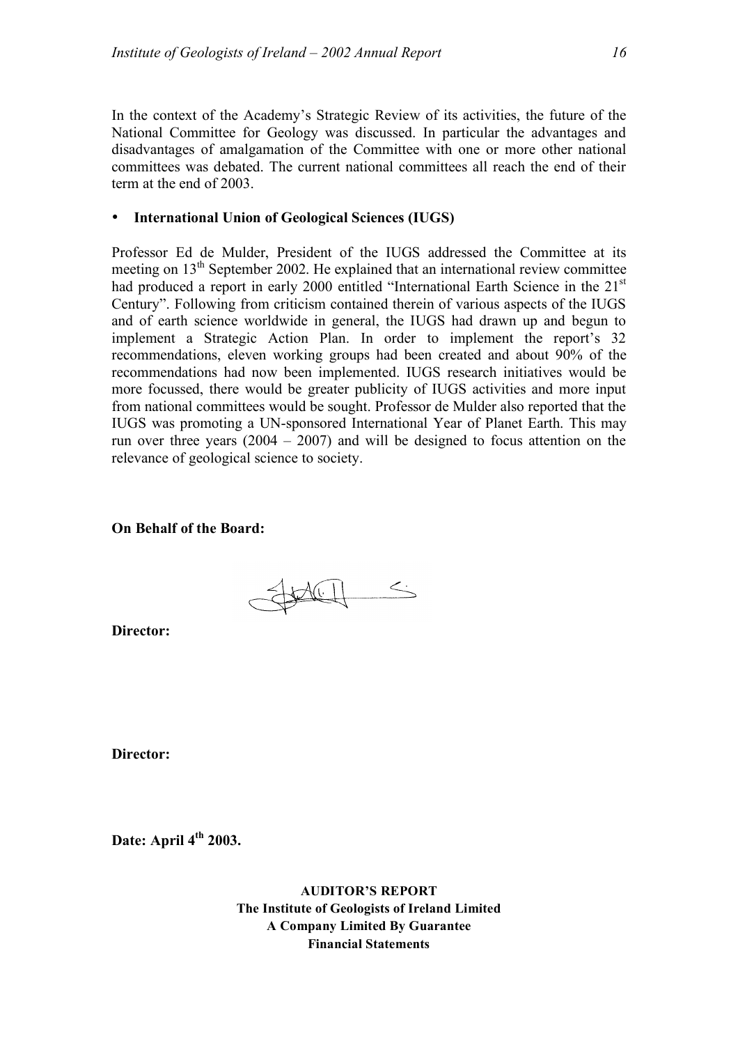In the context of the Academy's Strategic Review of its activities, the future of the National Committee for Geology was discussed. In particular the advantages and disadvantages of amalgamation of the Committee with one or more other national committees was debated. The current national committees all reach the end of their term at the end of 2003.

- **International Union of Geological Sciences (IUGS)**

Professor Ed de Mulder, President of the IUGS addressed the Committee at its meeting on 13th September 2002. He explained that an international review committee had produced a report in early 2000 entitled "International Earth Science in the 21st Century". Following from criticism contained therein of various aspects of the IUGS and of earth science worldwide in general, the IUGS had drawn up and begun to implement a Strategic Action Plan. In order to implement the report's 32 recommendations, eleven working groups had been created and about 90% of the recommendations had now been implemented. IUGS research initiatives would be more focussed, there would be greater publicity of IUGS activities and more input from national committees would be sought. Professor de Mulder also reported that the IUGS was promoting a UN-sponsored International Year of Planet Earth. This may run over three years (2004 – 2007) and will be designed to focus attention on the relevance of geological science to society.

**On Behalf of the Board:**

**Director:**

**Director:**

**Date: April 4th 2003.**

**AUDITOR'S REPORT**
**The Institute of Geologists of Ireland Limited**
**A Company Limited By Guarantee**
**Financial Statements**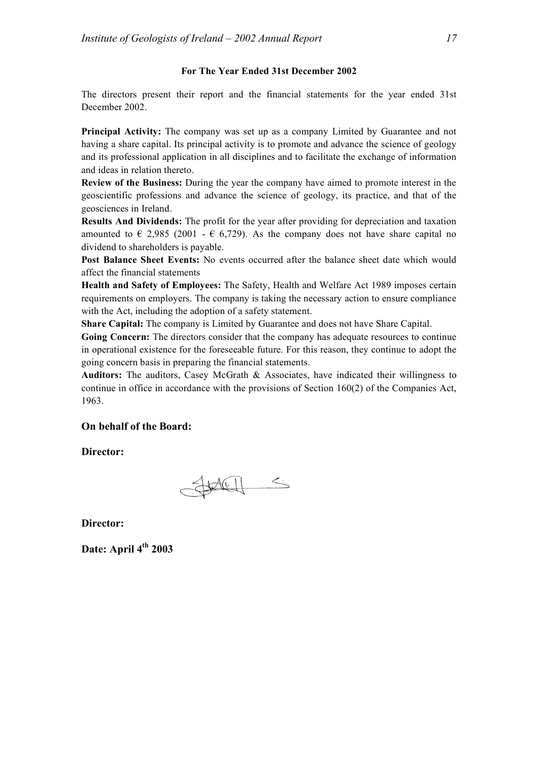**For The Year Ended 31st December 2002**

The directors present their report and the financial statements for the year ended 31st December 2002.

**Principal Activity:** The company was set up as a company Limited by Guarantee and not having a share capital. Its principal activity is to promote and advance the science of geology and its professional application in all disciplines and to facilitate the exchange of information and ideas in relation thereto.

**Review of the Business:** During the year the company have aimed to promote interest in the geoscientific professions and advance the science of geology, its practice, and that of the geosciences in Ireland.

**Results And Dividends:** The profit for the year after providing for depreciation and taxation amounted to € 2,985 (2001 - € 6,729). As the company does not have share capital no dividend to shareholders is payable.

**Post Balance Sheet Events:** No events occurred after the balance sheet date which would affect the financial statements

**Health and Safety of Employees:** The Safety, Health and Welfare Act 1989 imposes certain requirements on employers. The company is taking the necessary action to ensure compliance with the Act, including the adoption of a safety statement.

**Share Capital:** The company is Limited by Guarantee and does not have Share Capital.

**Going Concern:** The directors consider that the company has adequate resources to continue in operational existence for the foreseeable future. For this reason, they continue to adopt the going concern basis in preparing the financial statements.

**Auditors:** The auditors, Casey McGrath & Associates, have indicated their willingness to continue in office in accordance with the provisions of Section 160(2) of the Companies Act, 1963.

**On behalf of the Board:**

**Director:**

**Director:**

**Date: April 4th 2003**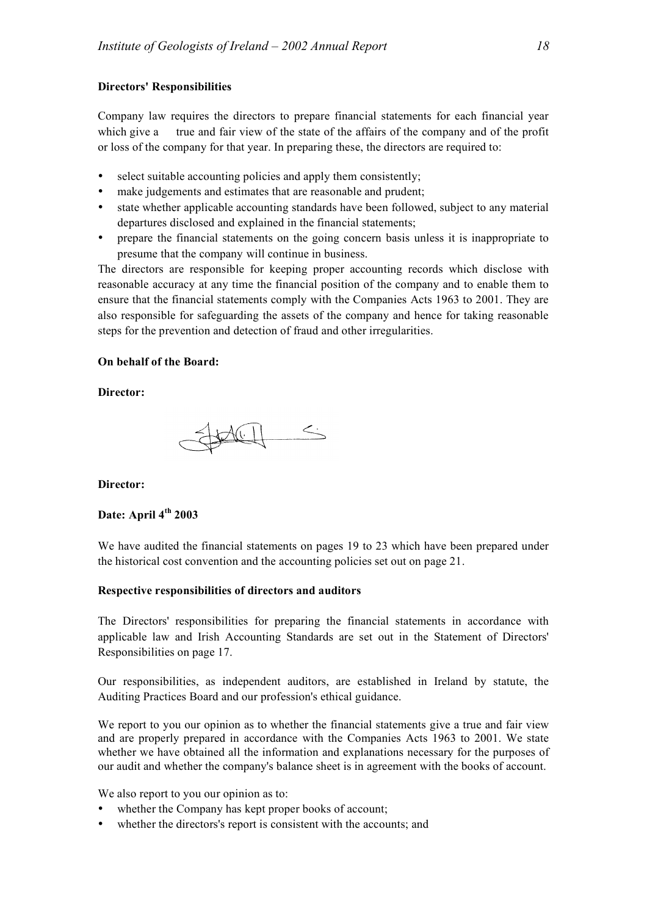**Directors' Responsibilities**

Company law requires the directors to prepare financial statements for each financial year which give a true and fair view of the state of the affairs of the company and of the profit or loss of the company for that year. In preparing these, the directors are required to:

- select suitable accounting policies and apply them consistently;
- make judgements and estimates that are reasonable and prudent;
- state whether applicable accounting standards have been followed, subject to any material departures disclosed and explained in the financial statements;
- prepare the financial statements on the going concern basis unless it is inappropriate to presume that the company will continue in business.

The directors are responsible for keeping proper accounting records which disclose with reasonable accuracy at any time the financial position of the company and to enable them to ensure that the financial statements comply with the Companies Acts 1963 to 2001. They are also responsible for safeguarding the assets of the company and hence for taking reasonable steps for the prevention and detection of fraud and other irregularities.

**On behalf of the Board:**

**Director:**

**Director:**

**Date: April 4th 2003**

We have audited the financial statements on pages 19 to 23 which have been prepared under the historical cost convention and the accounting policies set out on page 21.

**Respective responsibilities of directors and auditors**

The Directors' responsibilities for preparing the financial statements in accordance with applicable law and Irish Accounting Standards are set out in the Statement of Directors' Responsibilities on page 17.

Our responsibilities, as independent auditors, are established in Ireland by statute, the Auditing Practices Board and our profession's ethical guidance.

We report to you our opinion as to whether the financial statements give a true and fair view and are properly prepared in accordance with the Companies Acts 1963 to 2001. We state whether we have obtained all the information and explanations necessary for the purposes of our audit and whether the company's balance sheet is in agreement with the books of account.

We also report to you our opinion as to:

- whether the Company has kept proper books of account;
- whether the directors's report is consistent with the accounts; and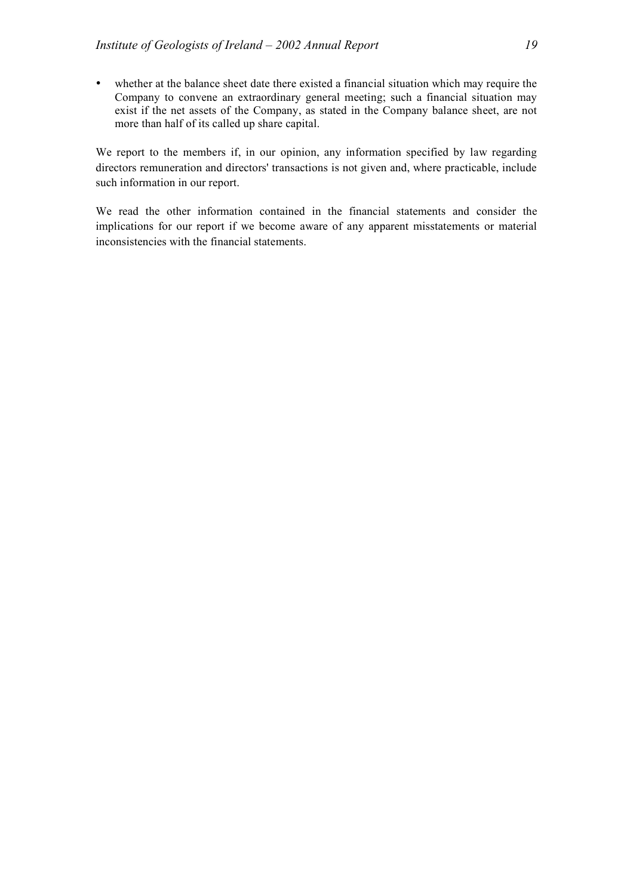- whether at the balance sheet date there existed a financial situation which may require the Company to convene an extraordinary general meeting; such a financial situation may exist if the net assets of the Company, as stated in the Company balance sheet, are not more than half of its called up share capital.

We report to the members if, in our opinion, any information specified by law regarding directors remuneration and directors' transactions is not given and, where practicable, include such information in our report.

We read the other information contained in the financial statements and consider the implications for our report if we become aware of any apparent misstatements or material inconsistencies with the financial statements.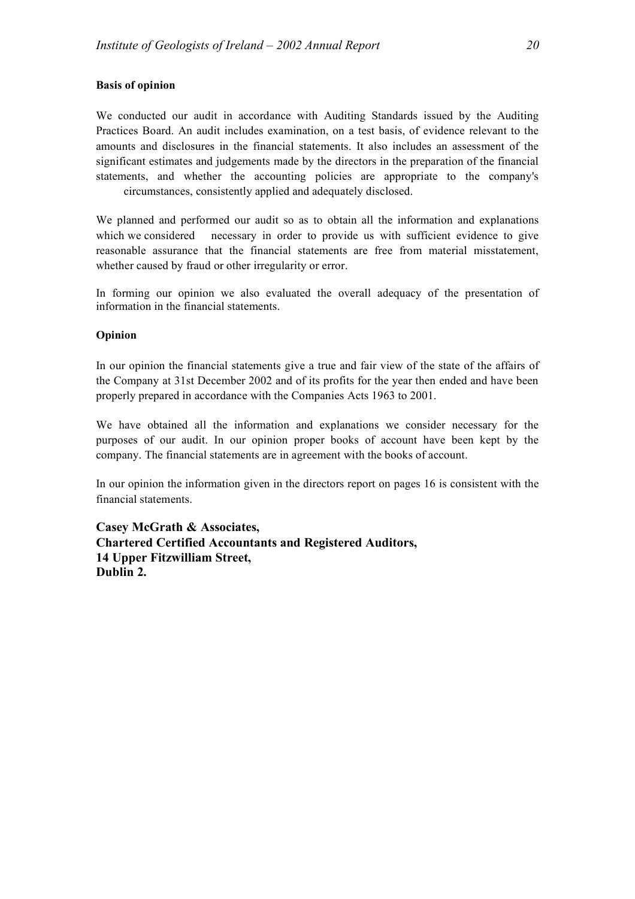**Basis of opinion**

We conducted our audit in accordance with Auditing Standards issued by the Auditing Practices Board. An audit includes examination, on a test basis, of evidence relevant to the amounts and disclosures in the financial statements. It also includes an assessment of the significant estimates and judgements made by the directors in the preparation of the financial statements, and whether the accounting policies are appropriate to the company's circumstances, consistently applied and adequately disclosed.

We planned and performed our audit so as to obtain all the information and explanations which we considered necessary in order to provide us with sufficient evidence to give reasonable assurance that the financial statements are free from material misstatement, whether caused by fraud or other irregularity or error.

In forming our opinion we also evaluated the overall adequacy of the presentation of information in the financial statements.

**Opinion**

In our opinion the financial statements give a true and fair view of the state of the affairs of the Company at 31st December 2002 and of its profits for the year then ended and have been properly prepared in accordance with the Companies Acts 1963 to 2001.

We have obtained all the information and explanations we consider necessary for the purposes of our audit. In our opinion proper books of account have been kept by the company. The financial statements are in agreement with the books of account.

In our opinion the information given in the directors report on pages 16 is consistent with the financial statements.

**Casey McGrath & Associates,**
**Chartered Certified Accountants and Registered Auditors,**
**14 Upper Fitzwilliam Street,**
**Dublin 2.**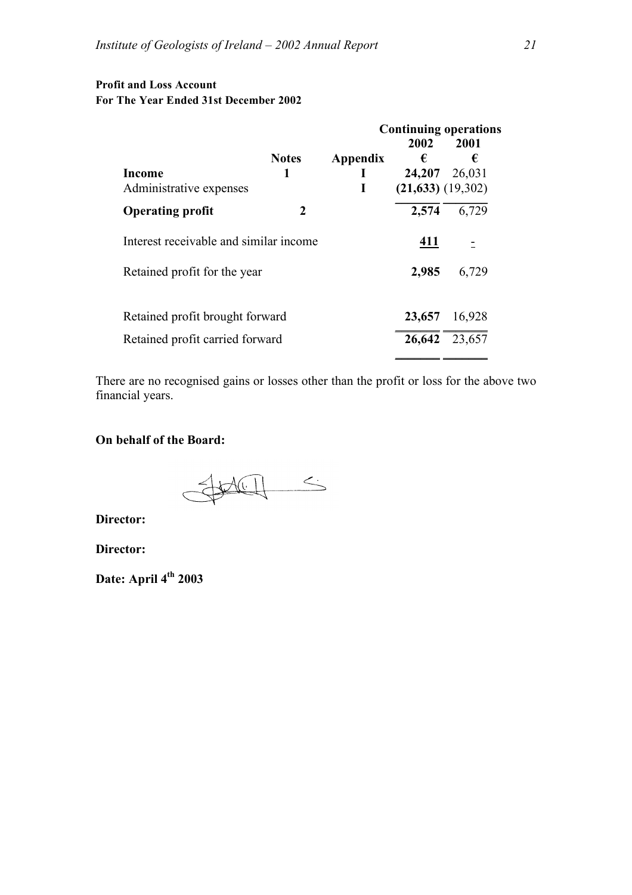**Profit and Loss Account**
**For The Year Ended 31st December 2002**

| | Notes | Appendix | Continuing operations 2002 € | 2001 € |
|---|---|---|---|---|
| **Income** | 1 | I | **24,207** | 26,031 |
| Administrative expenses | | I | **(21,633)** | (19,302) |
| **Operating profit** | 2 | | **2,574** | 6,729 |
| Interest receivable and similar income | | | **411** | - |
| Retained profit for the year | | | **2,985** | 6,729 |
| Retained profit brought forward | | | **23,657** | 16,928 |
| Retained profit carried forward | | | **26,642** | 23,657 |

There are no recognised gains or losses other than the profit or loss for the above two financial years.

**On behalf of the Board:**

**Director:**

**Director:**

**Date: April 4th 2003**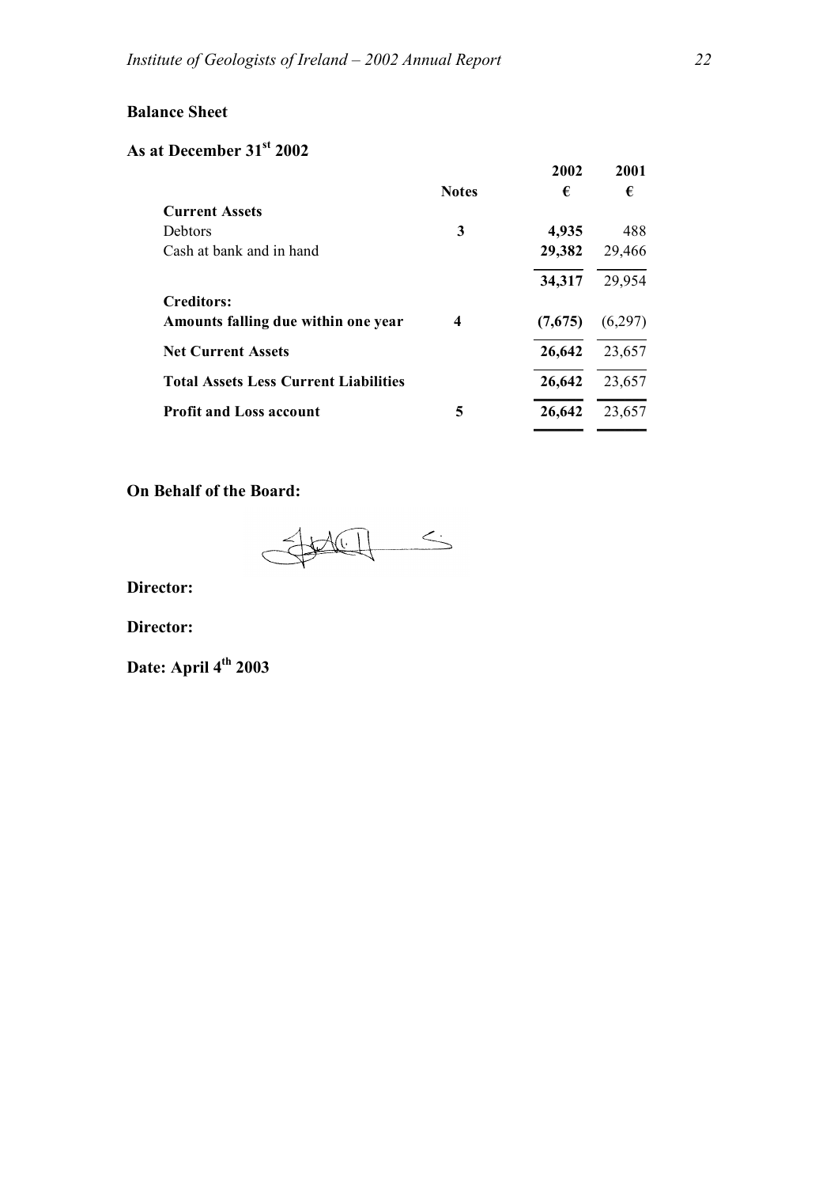## Balance Sheet

## As at December 31st 2002

| | Notes | 2002 € | 2001 € |
|---|---|---|---|
| **Current Assets** | | | |
| Debtors | **3** | **4,935** | 488 |
| Cash at bank and in hand | | **29,382** | 29,466 |
| | | **34,317** | 29,954 |
| **Creditors:** | | | |
| **Amounts falling due within one year** | **4** | **(7,675)** | (6,297) |
| **Net Current Assets** | | **26,642** | 23,657 |
| **Total Assets Less Current Liabilities** | | **26,642** | 23,657 |
| **Profit and Loss account** | **5** | **26,642** | 23,657 |

**On Behalf of the Board:**

**Director:**

**Director:**

**Date: April 4th 2003**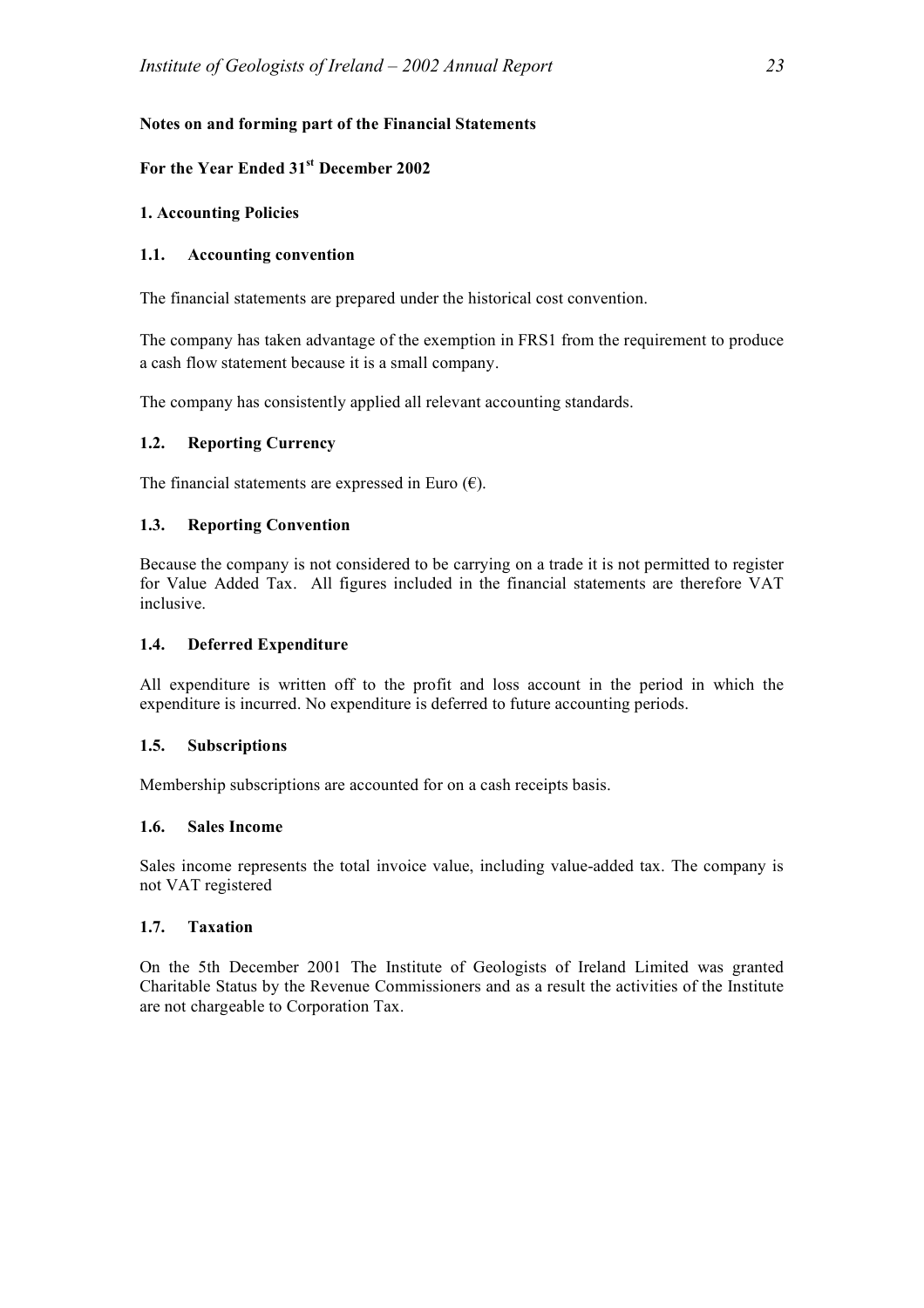**Notes on and forming part of the Financial Statements**

**For the Year Ended 31st December 2002**

**1. Accounting Policies**

**1.1. Accounting convention**

The financial statements are prepared under the historical cost convention.

The company has taken advantage of the exemption in FRS1 from the requirement to produce a cash flow statement because it is a small company.

The company has consistently applied all relevant accounting standards.

**1.2. Reporting Currency**

The financial statements are expressed in Euro (€).

**1.3. Reporting Convention**

Because the company is not considered to be carrying on a trade it is not permitted to register for Value Added Tax. All figures included in the financial statements are therefore VAT inclusive.

**1.4. Deferred Expenditure**

All expenditure is written off to the profit and loss account in the period in which the expenditure is incurred. No expenditure is deferred to future accounting periods.

**1.5. Subscriptions**

Membership subscriptions are accounted for on a cash receipts basis.

**1.6. Sales Income**

Sales income represents the total invoice value, including value-added tax. The company is not VAT registered

**1.7. Taxation**

On the 5th December 2001 The Institute of Geologists of Ireland Limited was granted Charitable Status by the Revenue Commissioners and as a result the activities of the Institute are not chargeable to Corporation Tax.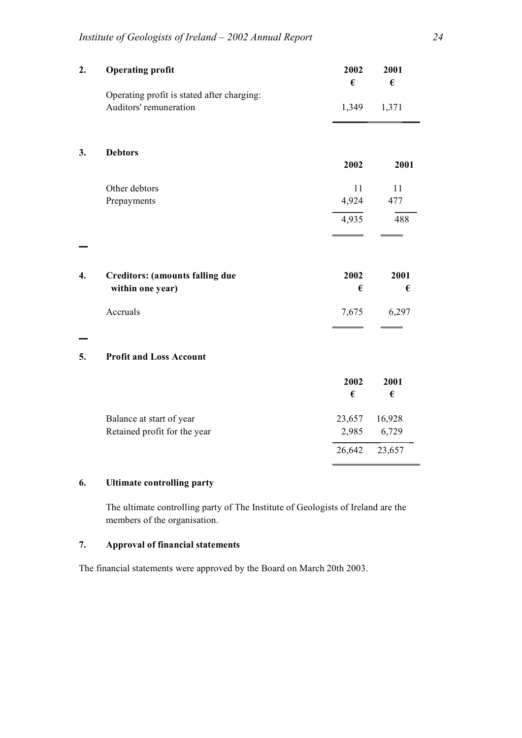## 2. Operating profit

| | 2002 € | 2001 € |
|---|---|---|
| Operating profit is stated after charging: | | |
| Auditors' remuneration | 1,349 | 1,371 |

## 3. Debtors

| | 2002 | 2001 |
|---|---|---|
| Other debtors | 11 | 11 |
| Prepayments | 4,924 | 477 |
| | 4,935 | 488 |

## 4. Creditors: (amounts falling due within one year)

| | 2002 € | 2001 € |
|---|---|---|
| Accruals | 7,675 | 6,297 |

## 5. Profit and Loss Account

| | 2002 € | 2001 € |
|---|---|---|
| Balance at start of year | 23,657 | 16,928 |
| Retained profit for the year | 2,985 | 6,729 |
| | 26,642 | 23,657 |

## 6. Ultimate controlling party

The ultimate controlling party of The Institute of Geologists of Ireland are the members of the organisation.

## 7. Approval of financial statements

The financial statements were approved by the Board on March 20th 2003.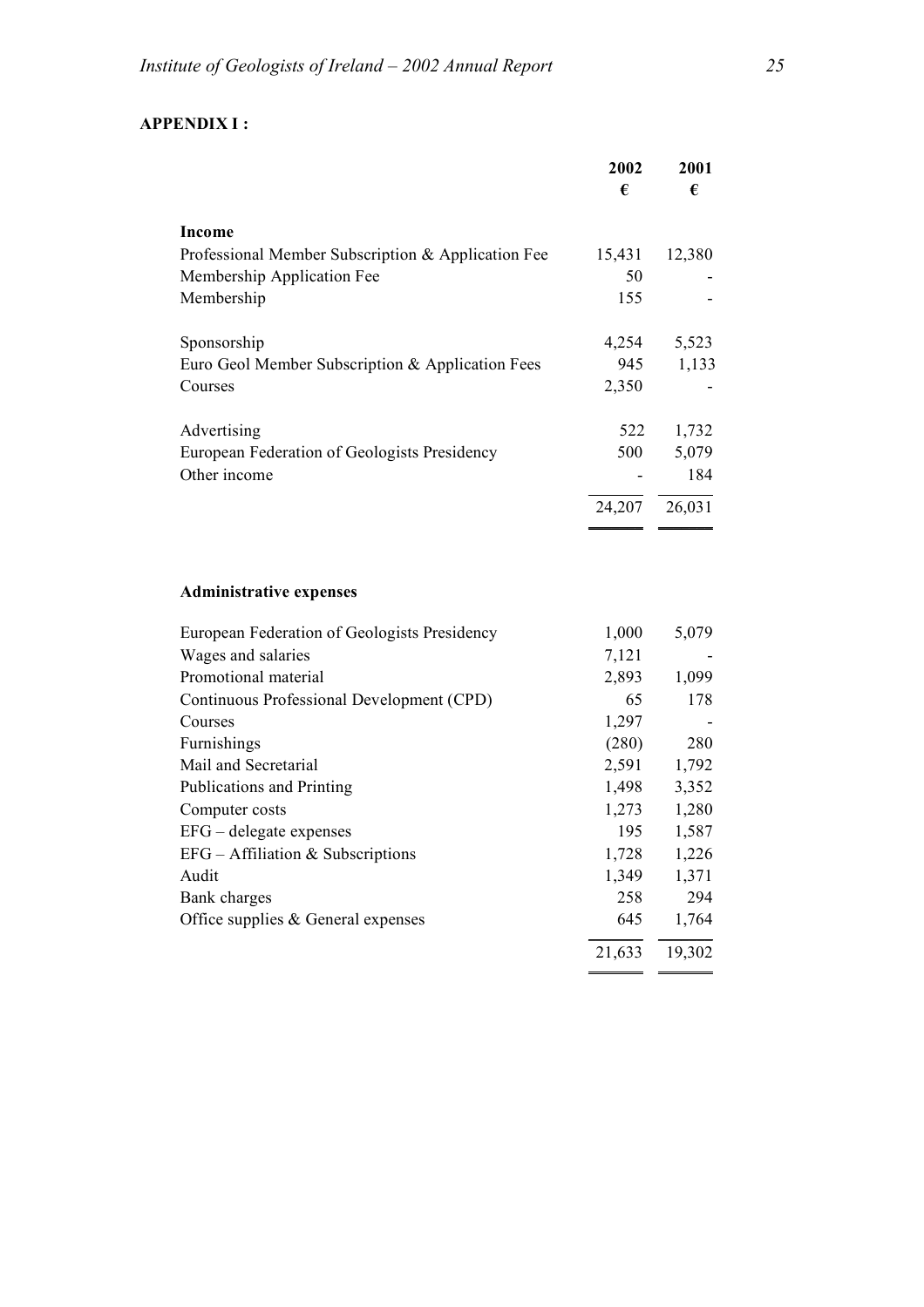**APPENDIX I :**

| | 2002 € | 2001 € |
|---|---|---|
| **Income** | | |
| Professional Member Subscription & Application Fee | 15,431 | 12,380 |
| Membership Application Fee | 50 | - |
| Membership | 155 | - |
| Sponsorship | 4,254 | 5,523 |
| Euro Geol Member Subscription & Application Fees | 945 | 1,133 |
| Courses | 2,350 | - |
| Advertising | 522 | 1,732 |
| European Federation of Geologists Presidency | 500 | 5,079 |
| Other income | - | 184 |
| | 24,207 | 26,031 |

| | 2002 € | 2001 € |
|---|---|---|
| **Administrative expenses** | | |
| European Federation of Geologists Presidency | 1,000 | 5,079 |
| Wages and salaries | 7,121 | - |
| Promotional material | 2,893 | 1,099 |
| Continuous Professional Development (CPD) | 65 | 178 |
| Courses | 1,297 | - |
| Furnishings | (280) | 280 |
| Mail and Secretarial | 2,591 | 1,792 |
| Publications and Printing | 1,498 | 3,352 |
| Computer costs | 1,273 | 1,280 |
| EFG – delegate expenses | 195 | 1,587 |
| EFG – Affiliation & Subscriptions | 1,728 | 1,226 |
| Audit | 1,349 | 1,371 |
| Bank charges | 258 | 294 |
| Office supplies & General expenses | 645 | 1,764 |
| | 21,633 | 19,302 |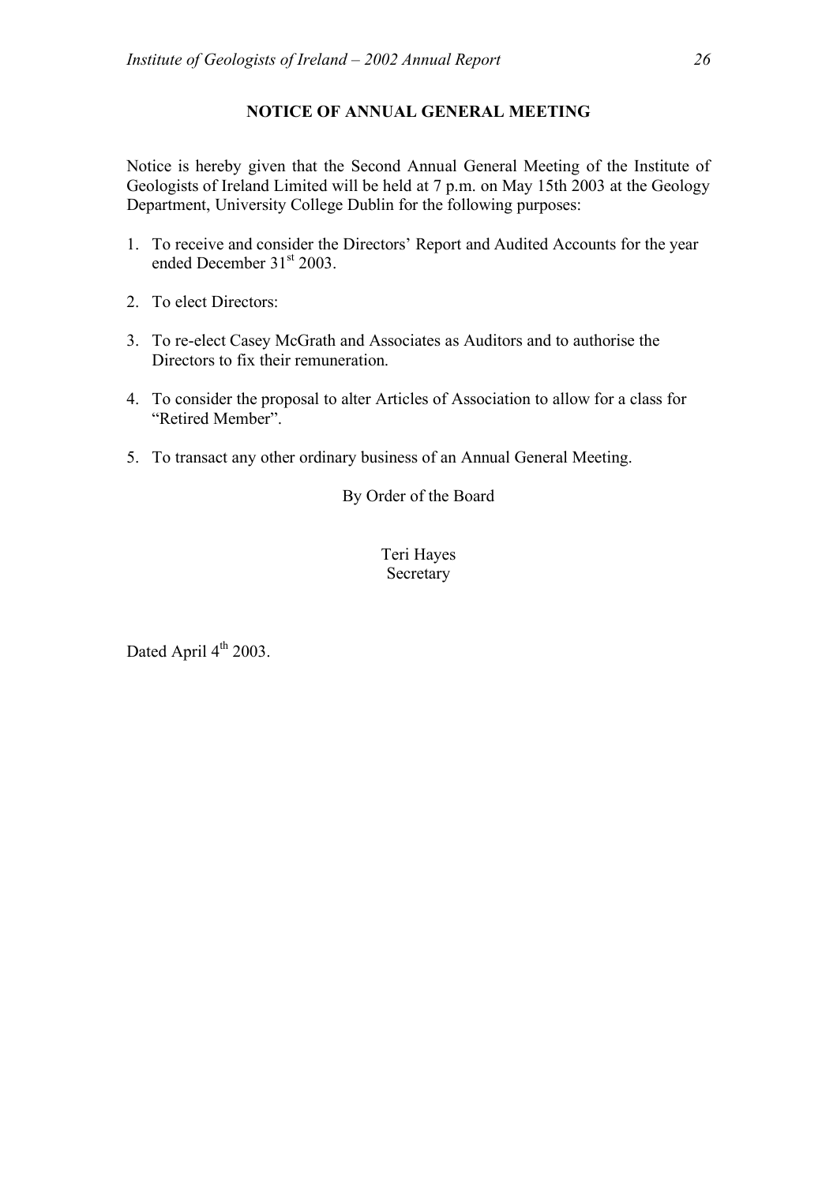## NOTICE OF ANNUAL GENERAL MEETING

Notice is hereby given that the Second Annual General Meeting of the Institute of Geologists of Ireland Limited will be held at 7 p.m. on May 15th 2003 at the Geology Department, University College Dublin for the following purposes:

1. To receive and consider the Directors' Report and Audited Accounts for the year ended December 31st 2003.
2. To elect Directors:
3. To re-elect Casey McGrath and Associates as Auditors and to authorise the Directors to fix their remuneration.
4. To consider the proposal to alter Articles of Association to allow for a class for "Retired Member".
5. To transact any other ordinary business of an Annual General Meeting.

By Order of the Board

Teri Hayes
Secretary

Dated April 4th 2003.